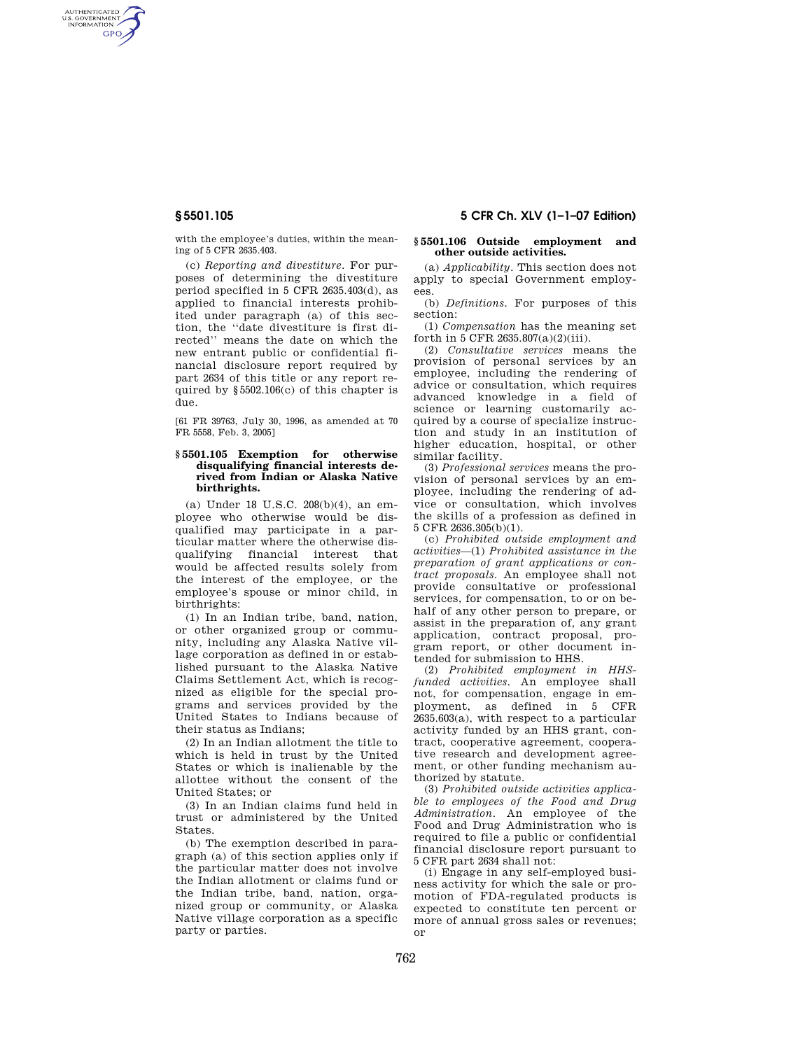with the employee's duties, within the meaning of 5 CFR 2635.403.

(c) *Reporting and divestiture.* For purposes of determining the divestiture period specified in 5 CFR 2635.403(d), as applied to financial interests prohibited under paragraph (a) of this section, the ''date divestiture is first directed'' means the date on which the new entrant public or confidential financial disclosure report required by part 2634 of this title or any report required by §5502.106(c) of this chapter is due.

[61 FR 39763, July 30, 1996, as amended at 70 FR 5558, Feb. 3, 2005]

### § 5501.105 Exemption for otherwise disqualifying financial interests derived from Indian or Alaska Native birthrights.

(a) Under 18 U.S.C. 208(b)(4), an employee who otherwise would be disqualified may participate in a particular matter where the otherwise disqualifying financial interest that would be affected results solely from the interest of the employee, or the employee's spouse or minor child, in birthrights:

(1) In an Indian tribe, band, nation, or other organized group or community, including any Alaska Native village corporation as defined in or established pursuant to the Alaska Native Claims Settlement Act, which is recognized as eligible for the special programs and services provided by the United States to Indians because of their status as Indians;

(2) In an Indian allotment the title to which is held in trust by the United States or which is inalienable by the allottee without the consent of the United States; or

(3) In an Indian claims fund held in trust or administered by the United States.

(b) The exemption described in paragraph (a) of this section applies only if the particular matter does not involve the Indian allotment or claims fund or the Indian tribe, band, nation, organized group or community, or Alaska Native village corporation as a specific party or parties.

### § 5501.106 Outside employment and other outside activities.

(a) *Applicability.* This section does not apply to special Government employees.

(b) *Definitions.* For purposes of this section:

(1) *Compensation* has the meaning set forth in 5 CFR 2635.807(a)(2)(iii).

(2) *Consultative services* means the provision of personal services by an employee, including the rendering of advice or consultation, which requires advanced knowledge in a field of science or learning customarily acquired by a course of specialize instruction and study in an institution of higher education, hospital, or other similar facility.

(3) *Professional services* means the provision of personal services by an employee, including the rendering of advice or consultation, which involves the skills of a profession as defined in 5 CFR 2636.305(b)(1).

(c) *Prohibited outside employment and activities*—(1) *Prohibited assistance in the preparation of grant applications or contract proposals.* An employee shall not provide consultative or professional services, for compensation, to or on behalf of any other person to prepare, or assist in the preparation of, any grant application, contract proposal, program report, or other document intended for submission to HHS.

(2) *Prohibited employment in HHS-funded activities.* An employee shall not, for compensation, engage in employment, as defined in 5 CFR 2635.603(a), with respect to a particular activity funded by an HHS grant, contract, cooperative agreement, cooperative research and development agreement, or other funding mechanism authorized by statute.

(3) *Prohibited outside activities applicable to employees of the Food and Drug Administration.* An employee of the Food and Drug Administration who is required to file a public or confidential financial disclosure report pursuant to 5 CFR part 2634 shall not:

(i) Engage in any self-employed business activity for which the sale or promotion of FDA-regulated products is expected to constitute ten percent or more of annual gross sales or revenues; or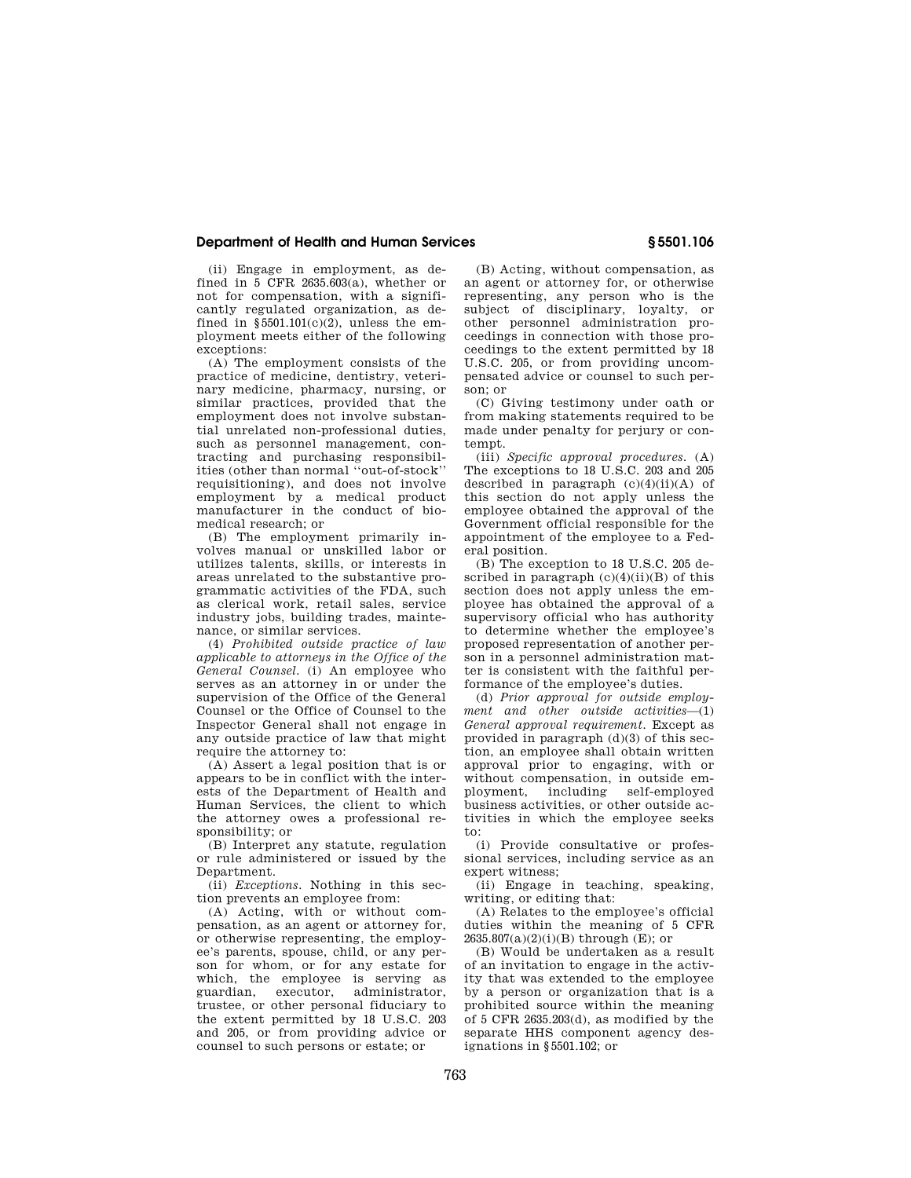(ii) Engage in employment, as defined in 5 CFR 2635.603(a), whether or not for compensation, with a significantly regulated organization, as defined in §5501.101(c)(2), unless the employment meets either of the following exceptions:

(A) The employment consists of the practice of medicine, dentistry, veterinary medicine, pharmacy, nursing, or similar practices, provided that the employment does not involve substantial unrelated non-professional duties, such as personnel management, contracting and purchasing responsibilities (other than normal "out-of-stock" requisitioning), and does not involve employment by a medical product manufacturer in the conduct of biomedical research; or

(B) The employment primarily involves manual or unskilled labor or utilizes talents, skills, or interests in areas unrelated to the substantive programmatic activities of the FDA, such as clerical work, retail sales, service industry jobs, building trades, maintenance, or similar services.

(4) *Prohibited outside practice of law applicable to attorneys in the Office of the General Counsel.* (i) An employee who serves as an attorney in or under the supervision of the Office of the General Counsel or the Office of Counsel to the Inspector General shall not engage in any outside practice of law that might require the attorney to:

(A) Assert a legal position that is or appears to be in conflict with the interests of the Department of Health and Human Services, the client to which the attorney owes a professional responsibility; or

(B) Interpret any statute, regulation or rule administered or issued by the Department.

(ii) *Exceptions.* Nothing in this section prevents an employee from:

(A) Acting, with or without compensation, as an agent or attorney for, or otherwise representing, the employee's parents, spouse, child, or any person for whom, or for any estate for which, the employee is serving as guardian, executor, administrator, trustee, or other personal fiduciary to the extent permitted by 18 U.S.C. 203 and 205, or from providing advice or counsel to such persons or estate; or

(B) Acting, without compensation, as an agent or attorney for, or otherwise representing, any person who is the subject of disciplinary, loyalty, or other personnel administration proceedings in connection with those proceedings to the extent permitted by 18 U.S.C. 205, or from providing uncompensated advice or counsel to such person; or

(C) Giving testimony under oath or from making statements required to be made under penalty for perjury or contempt.

(iii) *Specific approval procedures.* (A) The exceptions to 18 U.S.C. 203 and 205 described in paragraph (c)(4)(ii)(A) of this section do not apply unless the employee obtained the approval of the Government official responsible for the appointment of the employee to a Federal position.

(B) The exception to 18 U.S.C. 205 described in paragraph (c)(4)(ii)(B) of this section does not apply unless the employee has obtained the approval of a supervisory official who has authority to determine whether the employee's proposed representation of another person in a personnel administration matter is consistent with the faithful performance of the employee's duties.

(d) *Prior approval for outside employment and other outside activities*—(1) *General approval requirement.* Except as provided in paragraph (d)(3) of this section, an employee shall obtain written approval prior to engaging, with or without compensation, in outside employment, including self-employed business activities, or other outside activities in which the employee seeks to:

(i) Provide consultative or professional services, including service as an expert witness;

(ii) Engage in teaching, speaking, writing, or editing that:

(A) Relates to the employee's official duties within the meaning of 5 CFR 2635.807(a)(2)(i)(B) through (E); or

(B) Would be undertaken as a result of an invitation to engage in the activity that was extended to the employee by a person or organization that is a prohibited source within the meaning of 5 CFR 2635.203(d), as modified by the separate HHS component agency designations in §5501.102; or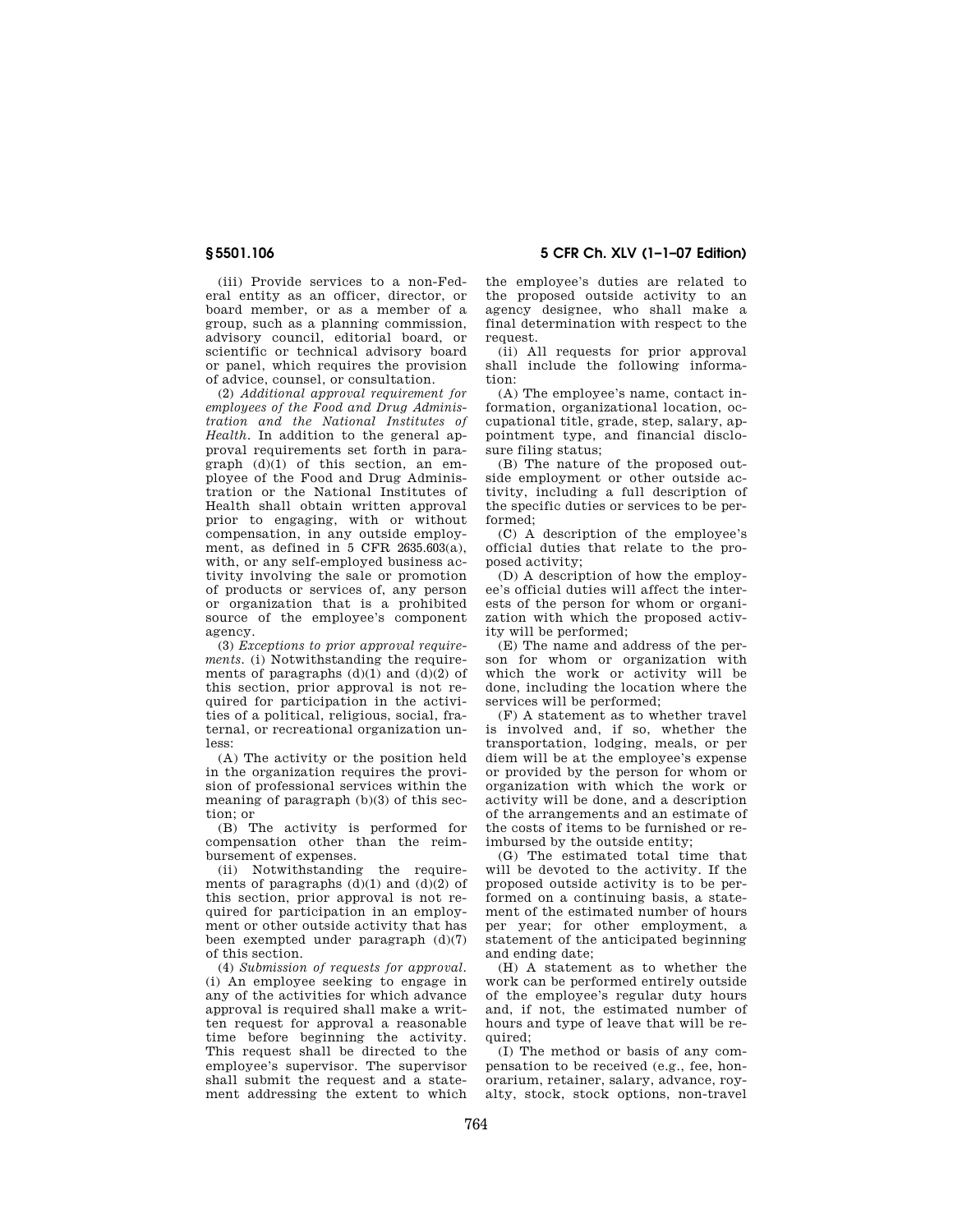(iii) Provide services to a non-Federal entity as an officer, director, or board member, or as a member of a group, such as a planning commission, advisory council, editorial board, or scientific or technical advisory board or panel, which requires the provision of advice, counsel, or consultation.

(2) *Additional approval requirement for employees of the Food and Drug Administration and the National Institutes of Health.* In addition to the general approval requirements set forth in paragraph (d)(1) of this section, an employee of the Food and Drug Administration or the National Institutes of Health shall obtain written approval prior to engaging, with or without compensation, in any outside employment, as defined in 5 CFR 2635.603(a), with, or any self-employed business activity involving the sale or promotion of products or services of, any person or organization that is a prohibited source of the employee's component agency.

(3) *Exceptions to prior approval requirements.* (i) Notwithstanding the requirements of paragraphs (d)(1) and (d)(2) of this section, prior approval is not required for participation in the activities of a political, religious, social, fraternal, or recreational organization unless:

(A) The activity or the position held in the organization requires the provision of professional services within the meaning of paragraph (b)(3) of this section; or

(B) The activity is performed for compensation other than the reimbursement of expenses.

(ii) Notwithstanding the requirements of paragraphs (d)(1) and (d)(2) of this section, prior approval is not required for participation in an employment or other outside activity that has been exempted under paragraph (d)(7) of this section.

(4) *Submission of requests for approval.* (i) An employee seeking to engage in any of the activities for which advance approval is required shall make a written request for approval a reasonable time before beginning the activity. This request shall be directed to the employee's supervisor. The supervisor shall submit the request and a statement addressing the extent to which the employee's duties are related to the proposed outside activity to an agency designee, who shall make a final determination with respect to the request.

(ii) All requests for prior approval shall include the following information:

(A) The employee's name, contact information, organizational location, occupational title, grade, step, salary, appointment type, and financial disclosure filing status;

(B) The nature of the proposed outside employment or other outside activity, including a full description of the specific duties or services to be performed;

(C) A description of the employee's official duties that relate to the proposed activity;

(D) A description of how the employee's official duties will affect the interests of the person for whom or organization with which the proposed activity will be performed;

(E) The name and address of the person for whom or organization with which the work or activity will be done, including the location where the services will be performed;

(F) A statement as to whether travel is involved and, if so, whether the transportation, lodging, meals, or per diem will be at the employee's expense or provided by the person for whom or organization with which the work or activity will be done, and a description of the arrangements and an estimate of the costs of items to be furnished or reimbursed by the outside entity;

(G) The estimated total time that will be devoted to the activity. If the proposed outside activity is to be performed on a continuing basis, a statement of the estimated number of hours per year; for other employment, a statement of the anticipated beginning and ending date;

(H) A statement as to whether the work can be performed entirely outside of the employee's regular duty hours and, if not, the estimated number of hours and type of leave that will be required;

(I) The method or basis of any compensation to be received (e.g., fee, honorarium, retainer, salary, advance, royalty, stock, stock options, non-travel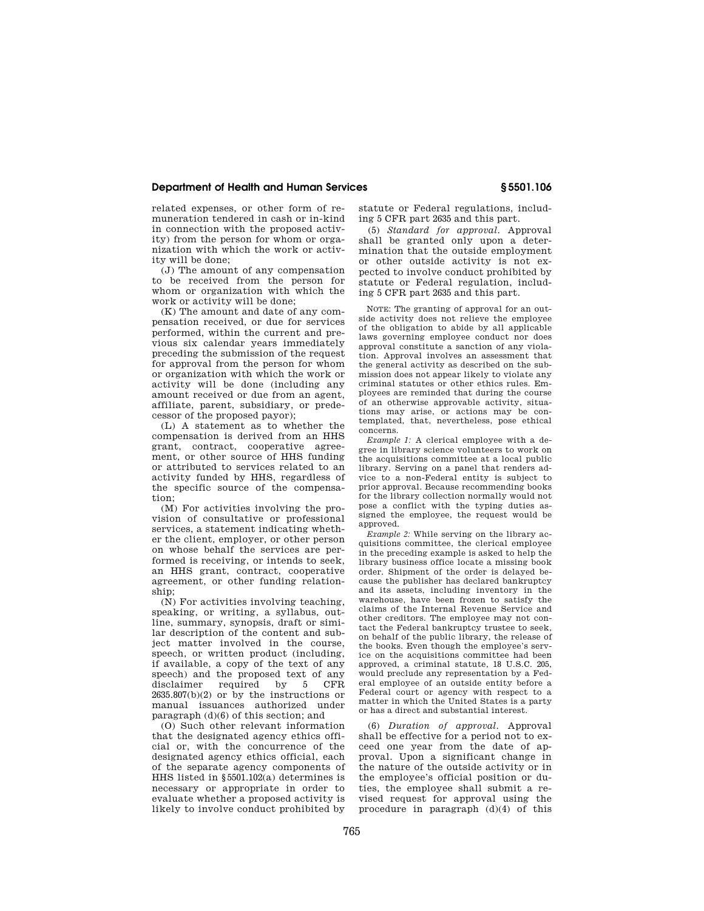related expenses, or other form of remuneration tendered in cash or in-kind in connection with the proposed activity) from the person for whom or organization with which the work or activity will be done;

(J) The amount of any compensation to be received from the person for whom or organization with which the work or activity will be done;

(K) The amount and date of any compensation received, or due for services performed, within the current and previous six calendar years immediately preceding the submission of the request for approval from the person for whom or organization with which the work or activity will be done (including any amount received or due from an agent, affiliate, parent, subsidiary, or predecessor of the proposed payor);

(L) A statement as to whether the compensation is derived from an HHS grant, contract, cooperative agreement, or other source of HHS funding or attributed to services related to an activity funded by HHS, regardless of the specific source of the compensation;

(M) For activities involving the provision of consultative or professional services, a statement indicating whether the client, employer, or other person on whose behalf the services are performed is receiving, or intends to seek, an HHS grant, contract, cooperative agreement, or other funding relationship;

(N) For activities involving teaching, speaking, or writing, a syllabus, outline, summary, synopsis, draft or similar description of the content and subject matter involved in the course, speech, or written product (including, if available, a copy of the text of any speech) and the proposed text of any disclaimer required by 5 CFR 2635.807(b)(2) or by the instructions or manual issuances authorized under paragraph (d)(6) of this section; and

(O) Such other relevant information that the designated agency ethics official or, with the concurrence of the designated agency ethics official, each of the separate agency components of HHS listed in §5501.102(a) determines is necessary or appropriate in order to evaluate whether a proposed activity is likely to involve conduct prohibited by statute or Federal regulations, including 5 CFR part 2635 and this part.

(5) *Standard for approval.* Approval shall be granted only upon a determination that the outside employment or other outside activity is not expected to involve conduct prohibited by statute or Federal regulation, including 5 CFR part 2635 and this part.

NOTE: The granting of approval for an outside activity does not relieve the employee of the obligation to abide by all applicable laws governing employee conduct nor does approval constitute a sanction of any violation. Approval involves an assessment that the general activity as described on the submission does not appear likely to violate any criminal statutes or other ethics rules. Employees are reminded that during the course of an otherwise approvable activity, situations may arise, or actions may be contemplated, that, nevertheless, pose ethical concerns.

*Example 1:* A clerical employee with a degree in library science volunteers to work on the acquisitions committee at a local public library. Serving on a panel that renders advice to a non-Federal entity is subject to prior approval. Because recommending books for the library collection normally would not pose a conflict with the typing duties assigned the employee, the request would be approved.

*Example 2:* While serving on the library acquisitions committee, the clerical employee in the preceding example is asked to help the library business office locate a missing book order. Shipment of the order is delayed because the publisher has declared bankruptcy and its assets, including inventory in the warehouse, have been frozen to satisfy the claims of the Internal Revenue Service and other creditors. The employee may not contact the Federal bankruptcy trustee to seek, on behalf of the public library, the release of the books. Even though the employee's service on the acquisitions committee had been approved, a criminal statute, 18 U.S.C. 205, would preclude any representation by a Federal employee of an outside entity before a Federal court or agency with respect to a matter in which the United States is a party or has a direct and substantial interest.

(6) *Duration of approval.* Approval shall be effective for a period not to exceed one year from the date of approval. Upon a significant change in the nature of the outside activity or in the employee's official position or duties, the employee shall submit a revised request for approval using the procedure in paragraph (d)(4) of this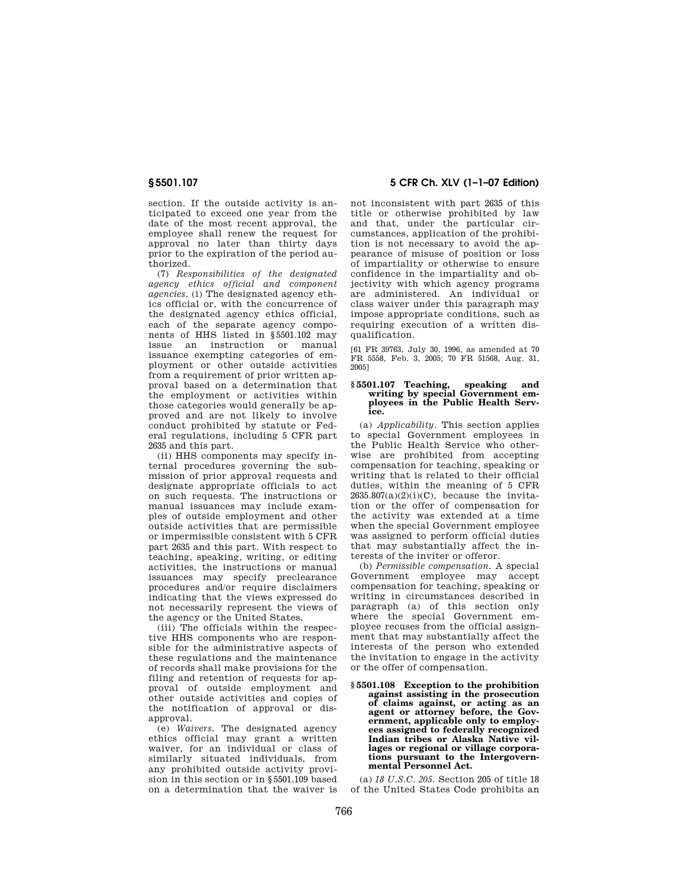section. If the outside activity is anticipated to exceed one year from the date of the most recent approval, the employee shall renew the request for approval no later than thirty days prior to the expiration of the period authorized.

(7) *Responsibilities of the designated agency ethics official and component agencies.* (i) The designated agency ethics official or, with the concurrence of the designated agency ethics official, each of the separate agency components of HHS listed in §5501.102 may issue an instruction or manual issuance exempting categories of employment or other outside activities from a requirement of prior written approval based on a determination that the employment or activities within those categories would generally be approved and are not likely to involve conduct prohibited by statute or Federal regulations, including 5 CFR part 2635 and this part.

(ii) HHS components may specify internal procedures governing the submission of prior approval requests and designate appropriate officials to act on such requests. The instructions or manual issuances may include examples of outside employment and other outside activities that are permissible or impermissible consistent with 5 CFR part 2635 and this part. With respect to teaching, speaking, writing, or editing activities, the instructions or manual issuances may specify preclearance procedures and/or require disclaimers indicating that the views expressed do not necessarily represent the views of the agency or the United States.

(iii) The officials within the respective HHS components who are responsible for the administrative aspects of these regulations and the maintenance of records shall make provisions for the filing and retention of requests for approval of outside employment and other outside activities and copies of the notification of approval or disapproval.

(e) *Waivers.* The designated agency ethics official may grant a written waiver, for an individual or class of similarly situated individuals, from any prohibited outside activity provision in this section or in §5501.109 based on a determination that the waiver is not inconsistent with part 2635 of this title or otherwise prohibited by law and that, under the particular circumstances, application of the prohibition is not necessary to avoid the appearance of misuse of position or loss of impartiality or otherwise to ensure confidence in the impartiality and objectivity with which agency programs are administered. An individual or class waiver under this paragraph may impose appropriate conditions, such as requiring execution of a written disqualification.

[61 FR 39763, July 30, 1996, as amended at 70 FR 5558, Feb. 3, 2005; 70 FR 51568, Aug. 31, 2005]

**§5501.107 Teaching, speaking and writing by special Government employees in the Public Health Service.**

(a) *Applicability.* This section applies to special Government employees in the Public Health Service who otherwise are prohibited from accepting compensation for teaching, speaking or writing that is related to their official duties, within the meaning of 5 CFR 2635.807(a)(2)(i)(C), because the invitation or the offer of compensation for the activity was extended at a time when the special Government employee was assigned to perform official duties that may substantially affect the interests of the inviter or offeror.

(b) *Permissible compensation.* A special Government employee may accept compensation for teaching, speaking or writing in circumstances described in paragraph (a) of this section only where the special Government employee recuses from the official assignment that may substantially affect the interests of the person who extended the invitation to engage in the activity or the offer of compensation.

**§5501.108 Exception to the prohibition against assisting in the prosecution of claims against, or acting as an agent or attorney before, the Government, applicable only to employees assigned to federally recognized Indian tribes or Alaska Native villages or regional or village corporations pursuant to the Intergovernmental Personnel Act.**

(a) *18 U.S.C. 205.* Section 205 of title 18 of the United States Code prohibits an